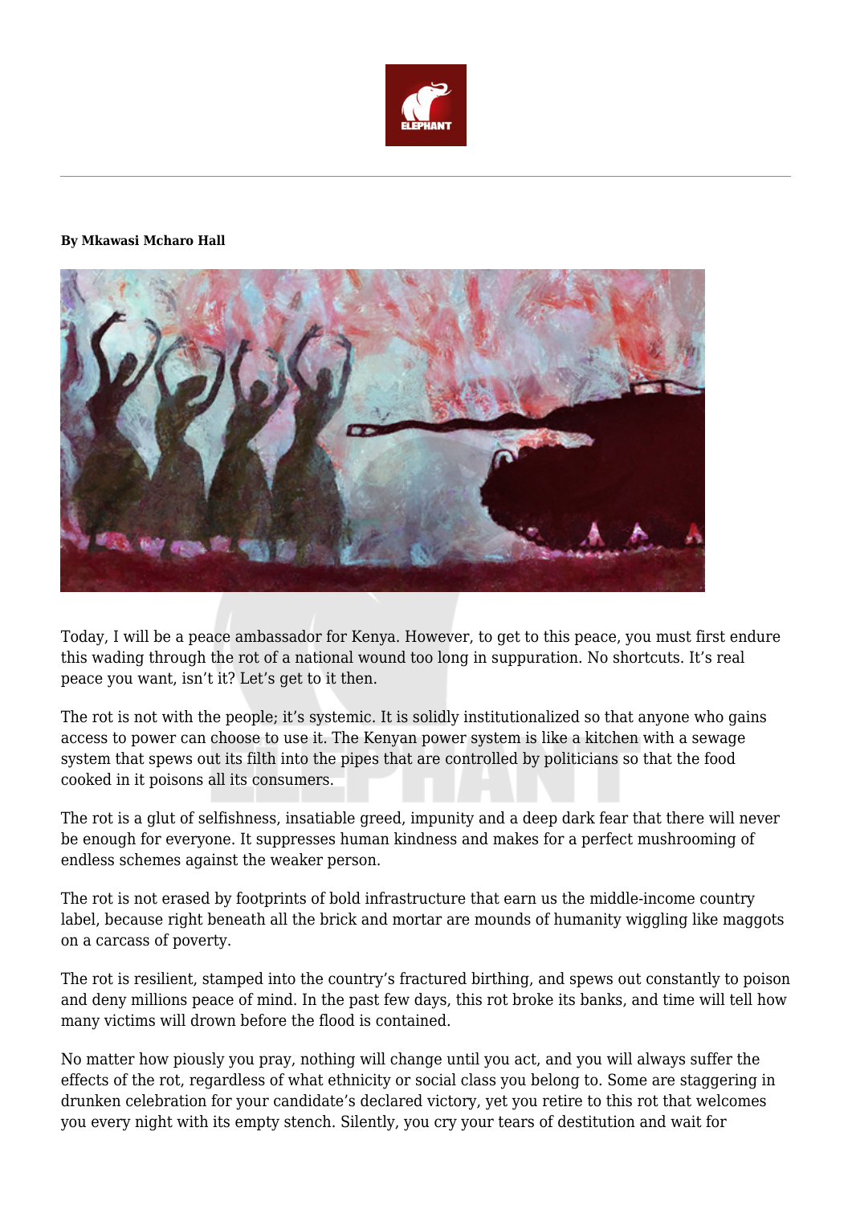**By Mkawasi Mcharo Hall**

Today, I will be a peace ambassador for Kenya. However, to get to this peace, you must first endure this wading through the rot of a national wound too long in suppuration. No shortcuts. It's real peace you want, isn't it? Let's get to it then.

The rot is not with the people; it's systemic. It is solidly institutionalized so that anyone who gains access to power can choose to use it. The Kenyan power system is like a kitchen with a sewage system that spews out its filth into the pipes that are controlled by politicians so that the food cooked in it poisons all its consumers.

The rot is a glut of selfishness, insatiable greed, impunity and a deep dark fear that there will never be enough for everyone. It suppresses human kindness and makes for a perfect mushrooming of endless schemes against the weaker person.

The rot is not erased by footprints of bold infrastructure that earn us the middle-income country label, because right beneath all the brick and mortar are mounds of humanity wiggling like maggots on a carcass of poverty.

The rot is resilient, stamped into the country's fractured birthing, and spews out constantly to poison and deny millions peace of mind. In the past few days, this rot broke its banks, and time will tell how many victims will drown before the flood is contained.

No matter how piously you pray, nothing will change until you act, and you will always suffer the effects of the rot, regardless of what ethnicity or social class you belong to. Some are staggering in drunken celebration for your candidate's declared victory, yet you retire to this rot that welcomes you every night with its empty stench. Silently, you cry your tears of destitution and wait for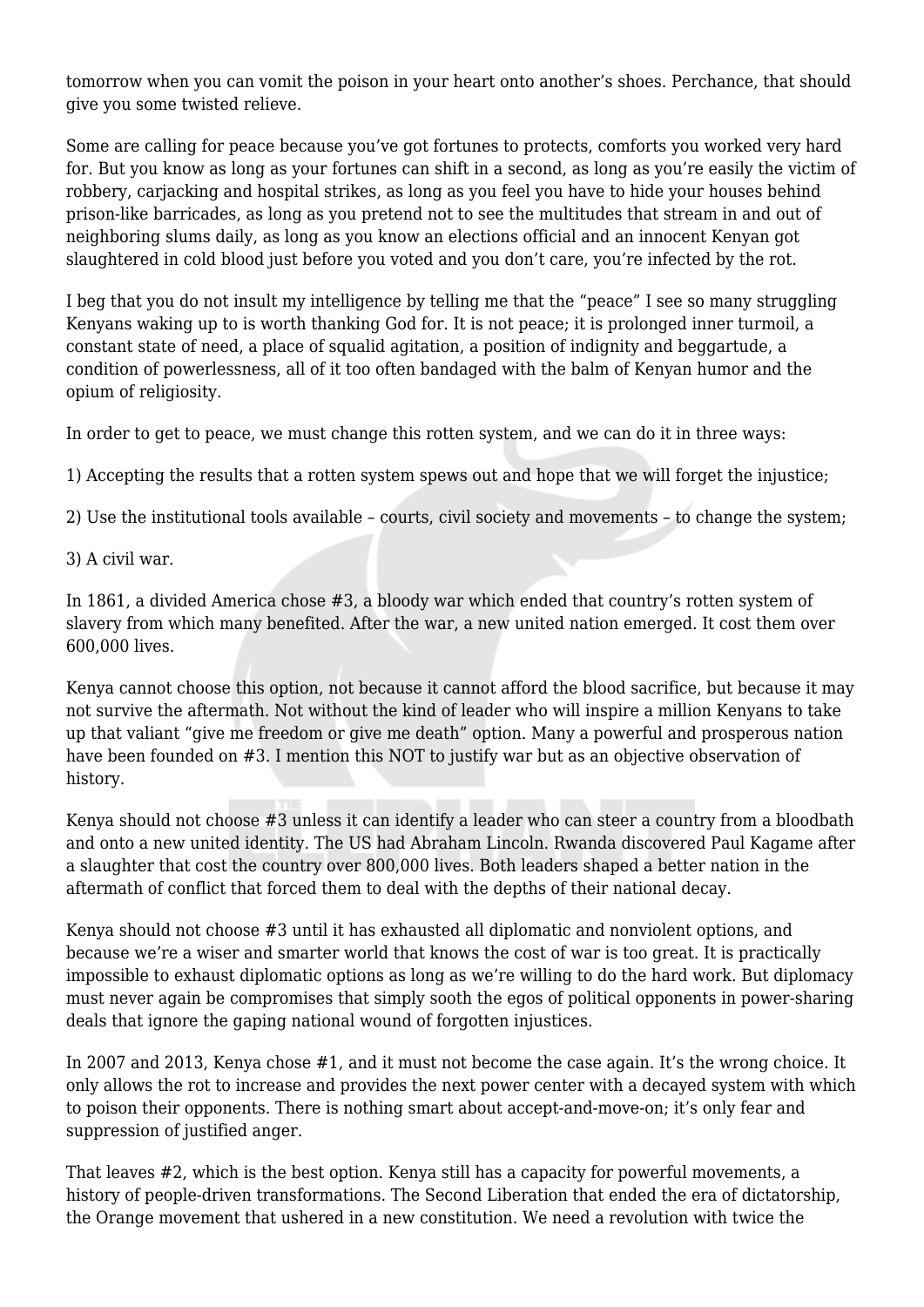tomorrow when you can vomit the poison in your heart onto another's shoes. Perchance, that should give you some twisted relieve.

Some are calling for peace because you've got fortunes to protects, comforts you worked very hard for. But you know as long as your fortunes can shift in a second, as long as you're easily the victim of robbery, carjacking and hospital strikes, as long as you feel you have to hide your houses behind prison-like barricades, as long as you pretend not to see the multitudes that stream in and out of neighboring slums daily, as long as you know an elections official and an innocent Kenyan got slaughtered in cold blood just before you voted and you don't care, you're infected by the rot.

I beg that you do not insult my intelligence by telling me that the "peace" I see so many struggling Kenyans waking up to is worth thanking God for. It is not peace; it is prolonged inner turmoil, a constant state of need, a place of squalid agitation, a position of indignity and beggartude, a condition of powerlessness, all of it too often bandaged with the balm of Kenyan humor and the opium of religiosity.

In order to get to peace, we must change this rotten system, and we can do it in three ways:

1) Accepting the results that a rotten system spews out and hope that we will forget the injustice;

2) Use the institutional tools available – courts, civil society and movements – to change the system;

3) A civil war.

In 1861, a divided America chose #3, a bloody war which ended that country's rotten system of slavery from which many benefited. After the war, a new united nation emerged. It cost them over 600,000 lives.

Kenya cannot choose this option, not because it cannot afford the blood sacrifice, but because it may not survive the aftermath. Not without the kind of leader who will inspire a million Kenyans to take up that valiant "give me freedom or give me death" option. Many a powerful and prosperous nation have been founded on #3. I mention this NOT to justify war but as an objective observation of history.

Kenya should not choose #3 unless it can identify a leader who can steer a country from a bloodbath and onto a new united identity. The US had Abraham Lincoln. Rwanda discovered Paul Kagame after a slaughter that cost the country over 800,000 lives. Both leaders shaped a better nation in the aftermath of conflict that forced them to deal with the depths of their national decay.

Kenya should not choose #3 until it has exhausted all diplomatic and nonviolent options, and because we're a wiser and smarter world that knows the cost of war is too great. It is practically impossible to exhaust diplomatic options as long as we're willing to do the hard work. But diplomacy must never again be compromises that simply sooth the egos of political opponents in power-sharing deals that ignore the gaping national wound of forgotten injustices.

In 2007 and 2013, Kenya chose #1, and it must not become the case again. It's the wrong choice. It only allows the rot to increase and provides the next power center with a decayed system with which to poison their opponents. There is nothing smart about accept-and-move-on; it's only fear and suppression of justified anger.

That leaves #2, which is the best option. Kenya still has a capacity for powerful movements, a history of people-driven transformations. The Second Liberation that ended the era of dictatorship, the Orange movement that ushered in a new constitution. We need a revolution with twice the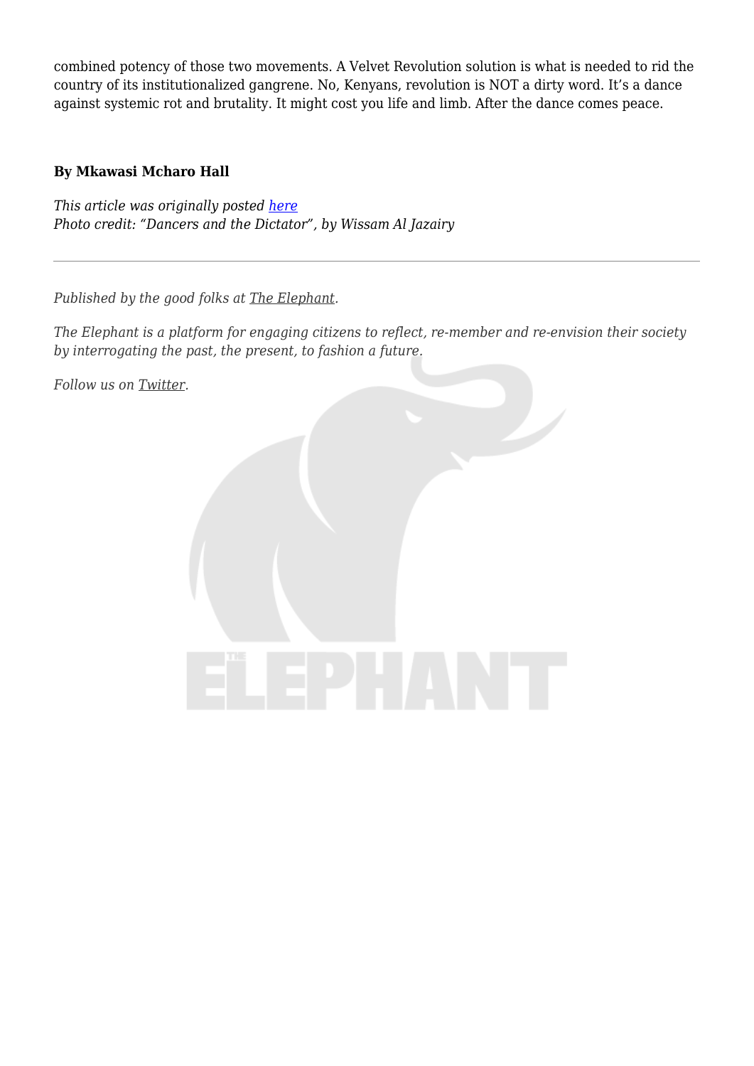combined potency of those two movements. A Velvet Revolution solution is what is needed to rid the country of its institutionalized gangrene. No, Kenyans, revolution is NOT a dirty word. It's a dance against systemic rot and brutality. It might cost you life and limb. After the dance comes peace.

**By Mkawasi Mcharo Hall**

*This article was originally posted [here](#)*
*Photo credit: "Dancers and the Dictator", by Wissam Al Jazairy*

---

*Published by the good folks at The Elephant.*

*The Elephant is a platform for engaging citizens to reflect, re-member and re-envision their society by interrogating the past, the present, to fashion a future.*

*Follow us on Twitter.*